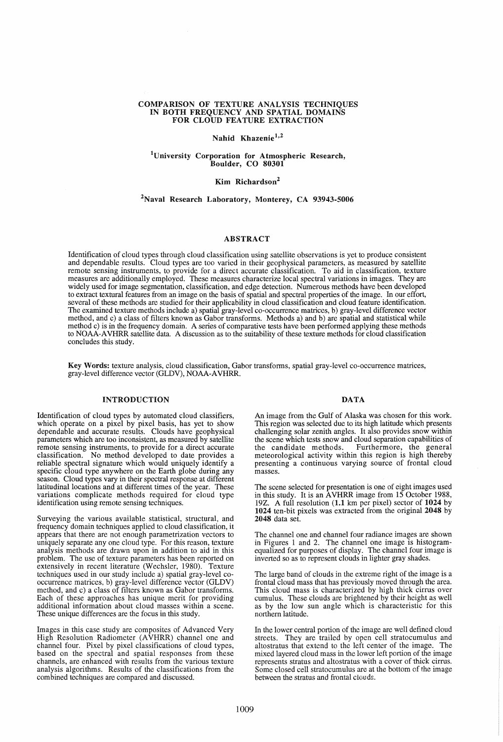# COMPARISON OF TEXTURE ANALYSIS TECHNIQUES IN BOTH FREQUENCY AND SPATIAL DOMAINS FOR CLOUD FEATURE EXTRACTION

Nahid Khazenie[1,2]

[1]University Corporation for Atmospheric Research, Boulder, CO 80301

Kim Richardson[2]

[2]Naval Research Laboratory, Monterey, CA 93943-5006

## ABSTRACT

Identification of cloud types through cloud classification using satellite observations is yet to produce consistent and dependable results. Cloud types are too varied in their geophysical parameters, as measured by satellite remote sensing instruments, to provide for a direct accurate classification. To aid in classification, texture measures are additionally employed. These measures characterize local spectral variations in images. They are widely used for image segmentation, classification, and edge detection. Numerous methods have been developed to extract textural features from an image on the basis of spatial and spectral properties of the image. In our effort, several of these methods are studied for their applicability in cloud classification and cloud feature identification. The examined texture methods include a) spatial gray-level co-occurrence matrices, b) gray-level difference vector method, and c) a class of filters known as Gabor transforms. Methods a) and b) are spatial and statistical while method c) is in the frequency domain. A series of comparative tests have been performed applying these methods to NOAA-AVHRR satellite data. A discussion as to the suitability of these texture methods for cloud classification concludes this study.

**Key Words:** texture analysis, cloud classification, Gabor transforms, spatial gray-level co-occurrence matrices, gray-level difference vector (GLDV), NOAA-AVHRR.

## INTRODUCTION

Identification of cloud types by automated cloud classifiers, which operate on a pixel by pixel basis, has yet to show dependable and accurate results. Clouds have geophysical parameters which are too inconsistent, as measured by satellite remote sensing instruments, to provide for a direct accurate classification. No method developed to date provides a reliable spectral signature which would uniquely identify a specific cloud type anywhere on the Earth globe during any season. Cloud types vary in their spectral response at different latitudinal locations and at different times of the year. These variations complicate methods required for cloud type identification using remote sensing techniques.

Surveying the various available statistical, structural, and frequency domain techniques applied to cloud classification, it appears that there are not enough parametrization vectors to uniquely separate any one cloud type. For this reason, texture analysis methods are drawn upon in addition to aid in this problem. The use of texture parameters has been reported on extensively in recent literature (Wechsler, 1980). Texture techniques used in our study include a) spatial gray-level co-occurrence matrices, b) gray-level difference vector (GLDV) method, and c) a class of filters known as Gabor transforms. Each of these approaches has unique merit for providing additional information about cloud masses within a scene. These unique differences are the focus in this study.

Images in this case study are composites of Advanced Very High Resolution Radiometer (AVHRR) channel one and channel four. Pixel by pixel classifications of cloud types, based on the spectral and spatial responses from these channels, are enhanced with results from the various texture analysis algorithms. Results of the classifications from the combined techniques are compared and discussed.

## DATA

An image from the Gulf of Alaska was chosen for this work. This region was selected due to its high latitude which presents challenging solar zenith angles. It also provides snow within the scene which tests snow and cloud separation capabilities of the candidate methods. Furthermore, the general meteorological activity within this region is high thereby presenting a continuous varying source of frontal cloud masses.

The scene selected for presentation is one of eight images used in this study. It is an AVHRR image from 15 October 1988, 19Z. A full resolution (**1.1** km per pixel) sector of **1024** by **1024** ten-bit pixels was extracted from the original **2048** by **2048** data set.

The channel one and channel four radiance images are shown in Figures 1 and 2. The channel one image is histogram-equalized for purposes of display. The channel four image is inverted so as to represent clouds in lighter gray shades.

The large band of clouds in the extreme right of the image is a frontal cloud mass that has previously moved through the area. This cloud mass is characterized by high thick cirrus over cumulus. These clouds are brightened by their height as well as by the low sun angle which is characteristic for this northern latitude.

In the lower central portion of the image are well defined cloud streets. They are trailed by open cell stratocumulus and altostratus that extend to the left center of the image. The mixed layered cloud mass in the lower left portion of the image represents stratus and altostratus with a cover of thick cirrus. Some closed cell stratocumulus are at the bottom of the image between the stratus and frontal clouds.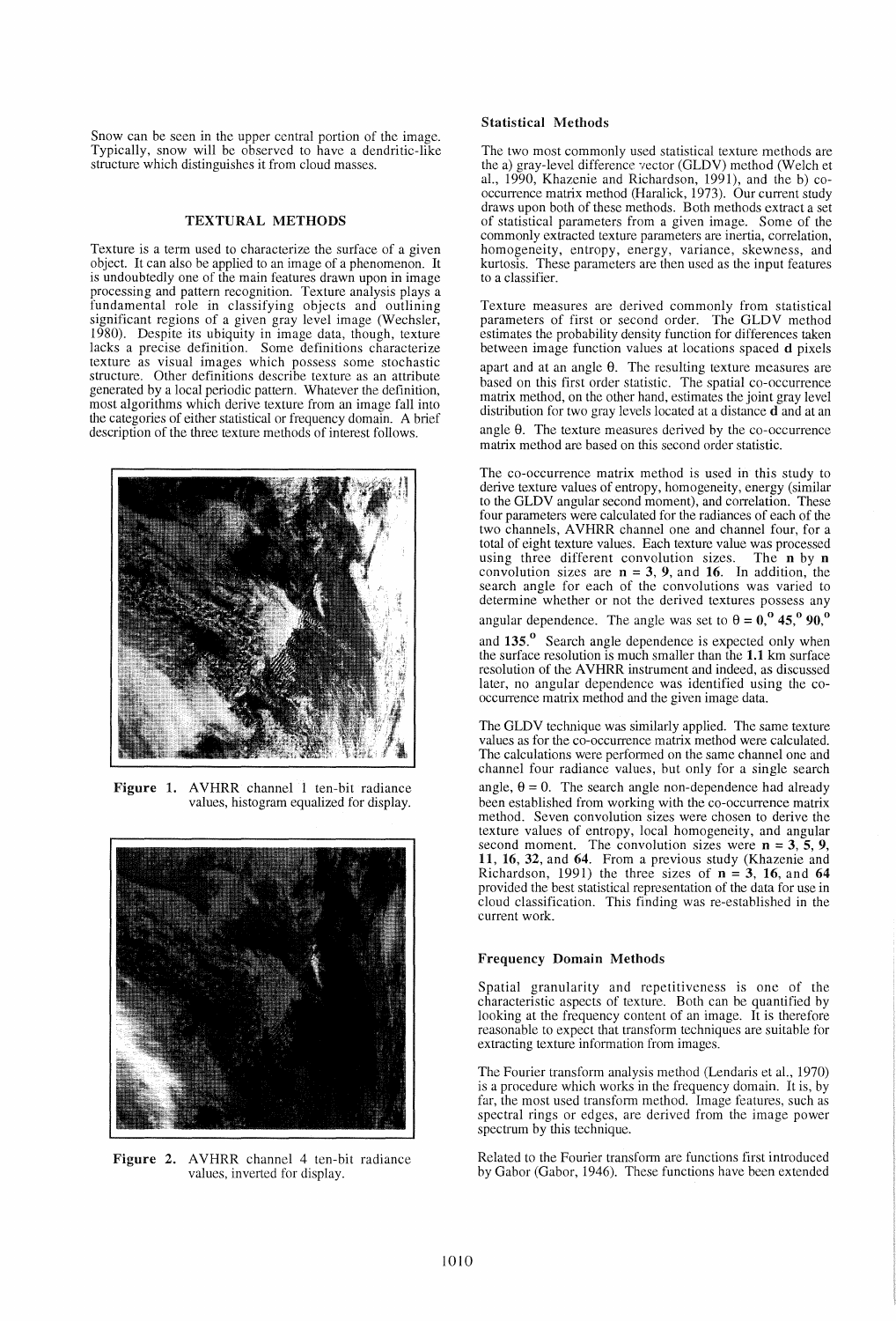Snow can be seen in the upper central portion of the image. Typically, snow will be observed to have a dendritic-like structure which distinguishes it from cloud masses.

## TEXTURAL METHODS

Texture is a term used to characterize the surface of a given object. It can also be applied to an image of a phenomenon. It is undoubtedly one of the main features drawn upon in image processing and pattern recognition. Texture analysis plays a fundamental role in classifying objects and outlining significant regions of a given gray level image (Wechsler, 1980). Despite its ubiquity in image data, though, texture lacks a precise definition. Some definitions characterize texture as visual images which possess some stochastic structure. Other definitions describe texture as an attribute generated by a local periodic pattern. Whatever the definition, most algorithms which derive texture from an image fall into the categories of either statistical or frequency domain. A brief description of the three texture methods of interest follows.

**Figure 1.** AVHRR channel 1 ten-bit radiance values, histogram equalized for display.

**Figure 2.** AVHRR channel 4 ten-bit radiance values, inverted for display.

### Statistical Methods

The two most commonly used statistical texture methods are the a) gray-level difference vector (GLDV) method (Welch et al., 1990, Khazenie and Richardson, 1991), and the b) co-occurrence matrix method (Haralick, 1973). Our current study draws upon both of these methods. Both methods extract a set of statistical parameters from a given image. Some of the commonly extracted texture parameters are inertia, correlation, homogeneity, entropy, energy, variance, skewness, and kurtosis. These parameters are then used as the input features to a classifier.

Texture measures are derived commonly from statistical parameters of first or second order. The GLDV method estimates the probability density function for differences taken between image function values at locations spaced **d** pixels apart and at an angle $\theta$. The resulting texture measures are based on this first order statistic. The spatial co-occurrence matrix method, on the other hand, estimates the joint gray level distribution for two gray levels located at a distance **d** and at an angle $\theta$. The texture measures derived by the co-occurrence matrix method are based on this second order statistic.

The co-occurrence matrix method is used in this study to derive texture values of entropy, homogeneity, energy (similar to the GLDV angular second moment), and correlation. These four parameters were calculated for the radiances of each of the two channels, AVHRR channel one and channel four, for a total of eight texture values. Each texture value was processed using three different convolution sizes. The **n** by **n** convolution sizes are **n = 3**, **9**, and **16**. In addition, the search angle for each of the convolutions was varied to determine whether or not the derived textures possess any angular dependence. The angle was set to $\theta = 0^{o}, 45^{o}, 90^{o}$ and $135^{o}$. Search angle dependence is expected only when the surface resolution is much smaller than the **1.1** km surface resolution of the AVHRR instrument and indeed, as discussed later, no angular dependence was identified using the co-occurrence matrix method and the given image data.

The GLDV technique was similarly applied. The same texture values as for the co-occurrence matrix method were calculated. The calculations were performed on the same channel one and channel four radiance values, but only for a single search angle, $\theta = 0$. The search angle non-dependence had already been established from working with the co-occurrence matrix method. Seven convolution sizes were chosen to derive the texture values of entropy, local homogeneity, and angular second moment. The convolution sizes were **n = 3**, **5**, **9**, **11**, **16**, **32**, and **64**. From a previous study (Khazenie and Richardson, 1991) the three sizes of **n = 3**, **16**, and **64** provided the best statistical representation of the data for use in cloud classification. This finding was re-established in the current work.

### Frequency Domain Methods

Spatial granularity and repetitiveness is one of the characteristic aspects of texture. Both can be quantified by looking at the frequency content of an image. It is therefore reasonable to expect that transform techniques are suitable for extracting texture information from images.

The Fourier transform analysis method (Lendaris et al., 1970) is a procedure which works in the frequency domain. It is, by far, the most used transform method. Image features, such as spectral rings or edges, are derived from the image power spectrum by this technique.

Related to the Fourier transform are functions first introduced by Gabor (Gabor, 1946). These functions have been extended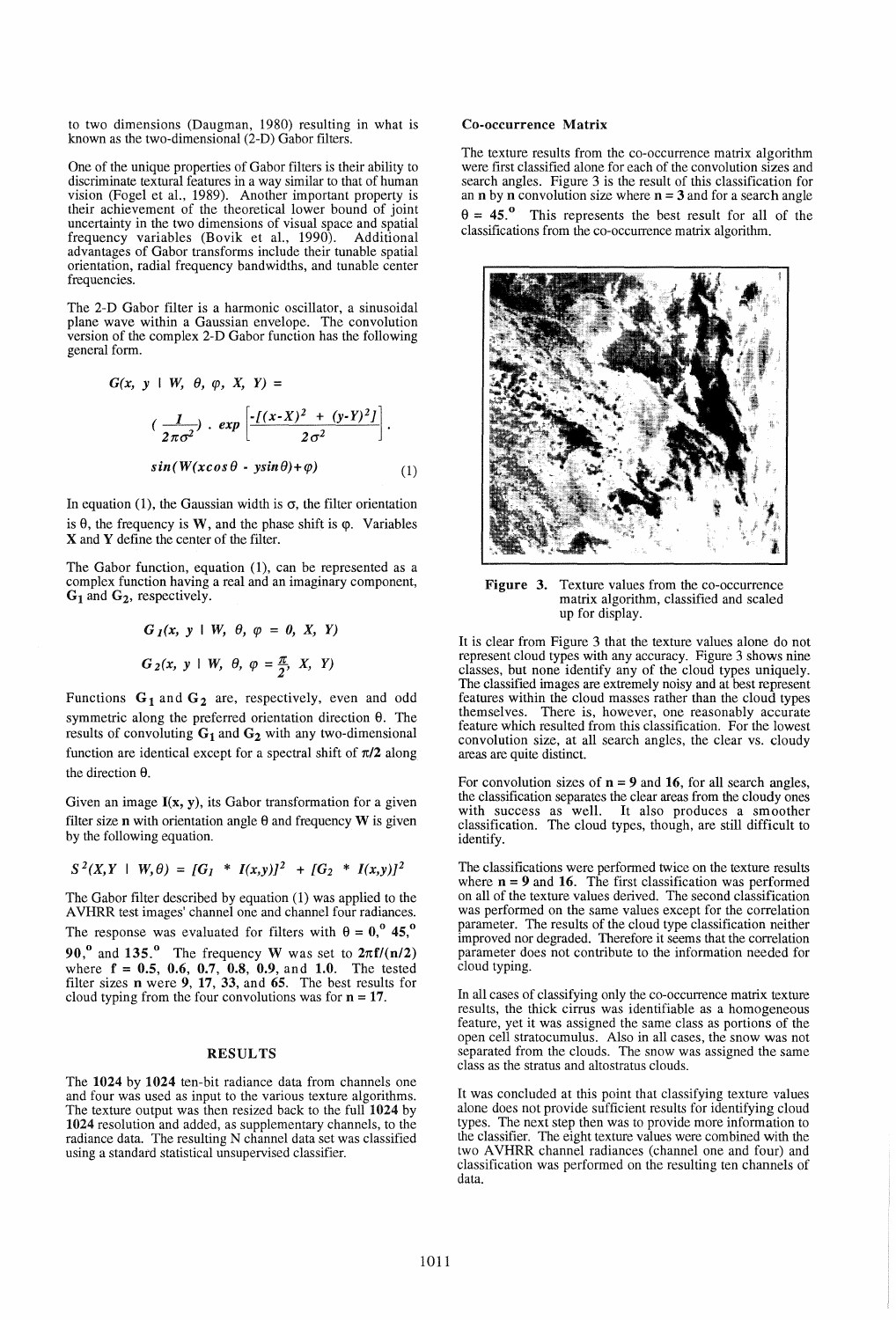to two dimensions (Daugman, 1980) resulting in what is known as the two-dimensional (2-D) Gabor filters.

One of the unique properties of Gabor filters is their ability to discriminate textural features in a way similar to that of human vision (Fogel et al., 1989). Another important property is their achievement of the theoretical lower bound of joint uncertainty in the two dimensions of visual space and spatial frequency variables (Bovik et al., 1990). Additional advantages of Gabor transforms include their tunable spatial orientation, radial frequency bandwidths, and tunable center frequencies.

The 2-D Gabor filter is a harmonic oscillator, a sinusoidal plane wave within a Gaussian envelope. The convolution version of the complex 2-D Gabor function has the following general form.

$$G(x, y \mid W, \theta, \varphi, X, Y) = \left(\frac{1}{2\pi\sigma^2}\right) \cdot \exp\left[\frac{-[(x-X)^2 + (y-Y)^2]}{2\sigma^2}\right] \cdot \sin(W(x\cos\theta - y\sin\theta)+\varphi) \quad (1)$$

In equation (1), the Gaussian width is $\sigma$, the filter orientation is $\theta$, the frequency is $W$, and the phase shift is $\varphi$. Variables $X$ and $Y$ define the center of the filter.

The Gabor function, equation (1), can be represented as a complex function having a real and an imaginary component, $G_1$ and $G_2$, respectively.

$$G_1(x, y \mid W, \theta, \varphi = 0, X, Y)$$

$$G_2(x, y \mid W, \theta, \varphi = \frac{\pi}{2}, X, Y)$$

Functions $G_1$ and $G_2$ are, respectively, even and odd symmetric along the preferred orientation direction $\theta$. The results of convoluting $G_1$ and $G_2$ with any two-dimensional function are identical except for a spectral shift of $\pi/2$ along the direction $\theta$.

Given an image $I(x, y)$, its Gabor transformation for a given filter size **n** with orientation angle $\theta$ and frequency $W$ is given by the following equation.

$$S^2(X,Y \mid W,\theta) = [G_1 * I(x,y)]^2 + [G_2 * I(x,y)]^2$$

The Gabor filter described by equation (1) was applied to the AVHRR test images' channel one and channel four radiances. The response was evaluated for filters with $\theta = 0,^\circ$ $45,^\circ$ $90,^\circ$ and $135.^\circ$ The frequency $W$ was set to $2\pi f/(n/2)$ where $f$ = **0.5**, **0.6**, **0.7**, **0.8**, **0.9**, and **1.0**. The tested filter sizes **n** were **9**, **17**, **33**, and **65**. The best results for cloud typing from the four convolutions was for **n = 17**.

## RESULTS

The **1024** by **1024** ten-bit radiance data from channels one and four was used as input to the various texture algorithms. The texture output was then resized back to the full **1024** by **1024** resolution and added, as supplementary channels, to the radiance data. The resulting N channel data set was classified using a standard statistical unsupervised classifier.

### Co-occurrence Matrix

The texture results from the co-occurrence matrix algorithm were first classified alone for each of the convolution sizes and search angles. Figure 3 is the result of this classification for an **n** by **n** convolution size where **n = 3** and for a search angle $\theta$ = **45.°** This represents the best result for all of the classifications from the co-occurrence matrix algorithm.

**Figure 3.** Texture values from the co-occurrence matrix algorithm, classified and scaled up for display.

It is clear from Figure 3 that the texture values alone do not represent cloud types with any accuracy. Figure 3 shows nine classes, but none identify any of the cloud types uniquely. The classified images are extremely noisy and at best represent features within the cloud masses rather than the cloud types themselves. There is, however, one reasonably accurate feature which resulted from this classification. For the lowest convolution size, at all search angles, the clear vs. cloudy areas are quite distinct.

For convolution sizes of **n = 9** and **16**, for all search angles, the classification separates the clear areas from the cloudy ones with success as well. It also produces a smoother classification. The cloud types, though, are still difficult to identify.

The classifications were performed twice on the texture results where **n = 9** and **16**. The first classification was performed on all of the texture values derived. The second classification was performed on the same values except for the correlation parameter. The results of the cloud type classification neither improved nor degraded. Therefore it seems that the correlation parameter does not contribute to the information needed for cloud typing.

In all cases of classifying only the co-occurrence matrix texture results, the thick cirrus was identifiable as a homogeneous feature, yet it was assigned the same class as portions of the open cell stratocumulus. Also in all cases, the snow was not separated from the clouds. The snow was assigned the same class as the stratus and altostratus clouds.

It was concluded at this point that classifying texture values alone does not provide sufficient results for identifying cloud types. The next step then was to provide more information to the classifier. The eight texture values were combined with the two AVHRR channel radiances (channel one and four) and classification was performed on the resulting ten channels of data.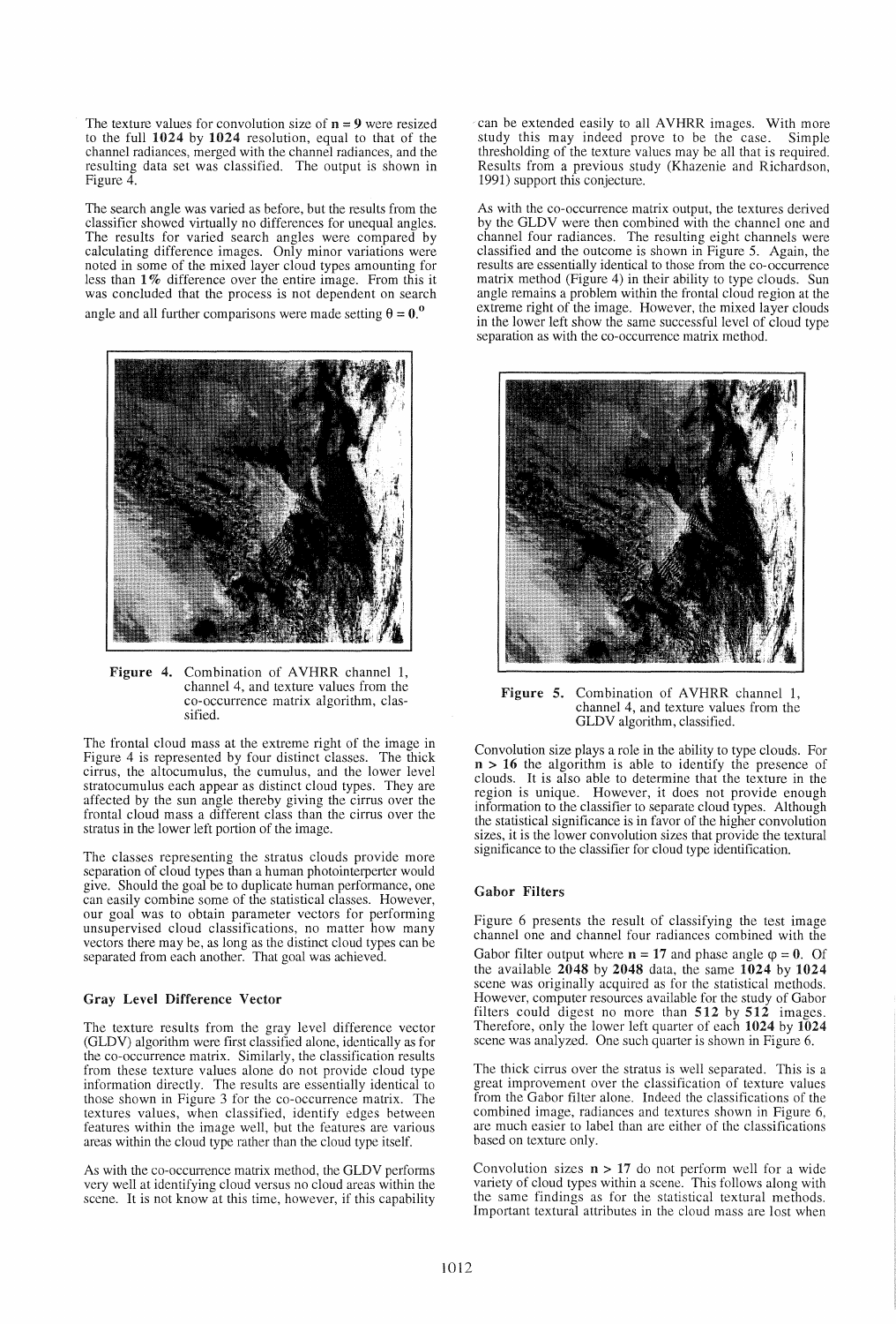The texture values for convolution size of $\mathbf{n} = \mathbf{9}$ were resized to the full **1024** by **1024** resolution, equal to that of the channel radiances, merged with the channel radiances, and the resulting data set was classified. The output is shown in Figure 4.

The search angle was varied as before, but the results from the classifier showed virtually no differences for unequal angles. The results for varied search angles were compared by calculating difference images. Only minor variations were noted in some of the mixed layer cloud types amounting for less than **1%** difference over the entire image. From this it was concluded that the process is not dependent on search angle and all further comparisons were made setting $\theta = \mathbf{0}.^{\mathbf{o}}$

**Figure 4.** Combination of AVHRR channel 1, channel 4, and texture values from the co-occurrence matrix algorithm, classified.

The frontal cloud mass at the extreme right of the image in Figure 4 is represented by four distinct classes. The thick cirrus, the altocumulus, the cumulus, and the lower level stratocumulus each appear as distinct cloud types. They are affected by the sun angle thereby giving the cirrus over the frontal cloud mass a different class than the cirrus over the stratus in the lower left portion of the image.

The classes representing the stratus clouds provide more separation of cloud types than a human photointerperter would give. Should the goal be to duplicate human performance, one can easily combine some of the statistical classes. However, our goal was to obtain parameter vectors for performing unsupervised cloud classifications, no matter how many vectors there may be, as long as the distinct cloud types can be separated from each another. That goal was achieved.

### Gray Level Difference Vector

The texture results from the gray level difference vector (GLDV) algorithm were first classified alone, identically as for the co-occurrence matrix. Similarly, the classification results from these texture values alone do not provide cloud type information directly. The results are essentially identical to those shown in Figure 3 for the co-occurrence matrix. The textures values, when classified, identify edges between features within the image well, but the features are various areas within the cloud type rather than the cloud type itself.

As with the co-occurrence matrix method, the GLDV performs very well at identifying cloud versus no cloud areas within the scene. It is not know at this time, however, if this capability can be extended easily to all AVHRR images. With more study this may indeed prove to be the case. Simple thresholding of the texture values may be all that is required. Results from a previous study (Khazenie and Richardson, 1991) support this conjecture.

As with the co-occurrence matrix output, the textures derived by the GLDV were then combined with the channel one and channel four radiances. The resulting eight channels were classified and the outcome is shown in Figure 5. Again, the results are essentially identical to those from the co-occurrence matrix method (Figure 4) in their ability to type clouds. Sun angle remains a problem within the frontal cloud region at the extreme right of the image. However, the mixed layer clouds in the lower left show the same successful level of cloud type separation as with the co-occurrence matrix method.

**Figure 5.** Combination of AVHRR channel 1, channel 4, and texture values from the GLDV algorithm, classified.

Convolution size plays a role in the ability to type clouds. For $\mathbf{n} > \mathbf{16}$ the algorithm is able to identify the presence of clouds. It is also able to determine that the texture in the region is unique. However, it does not provide enough information to the classifier to separate cloud types. Although the statistical significance is in favor of the higher convolution sizes, it is the lower convolution sizes that provide the textural significance to the classifier for cloud type identification.

### Gabor Filters

Figure 6 presents the result of classifying the test image channel one and channel four radiances combined with the Gabor filter output where $\mathbf{n} = \mathbf{17}$ and phase angle $\varphi = \mathbf{0}$. Of the available **2048** by **2048** data, the same **1024** by **1024** scene was originally acquired as for the statistical methods. However, computer resources available for the study of Gabor filters could digest no more than **512** by **512** images. Therefore, only the lower left quarter of each **1024** by **1024** scene was analyzed. One such quarter is shown in Figure 6.

The thick cirrus over the stratus is well separated. This is a great improvement over the classification of texture values from the Gabor filter alone. Indeed the classifications of the combined image, radiances and textures shown in Figure 6, are much easier to label than are either of the classifications based on texture only.

Convolution sizes $\mathbf{n} > \mathbf{17}$ do not perform well for a wide variety of cloud types within a scene. This follows along with the same findings as for the statistical textural methods. Important textural attributes in the cloud mass are lost when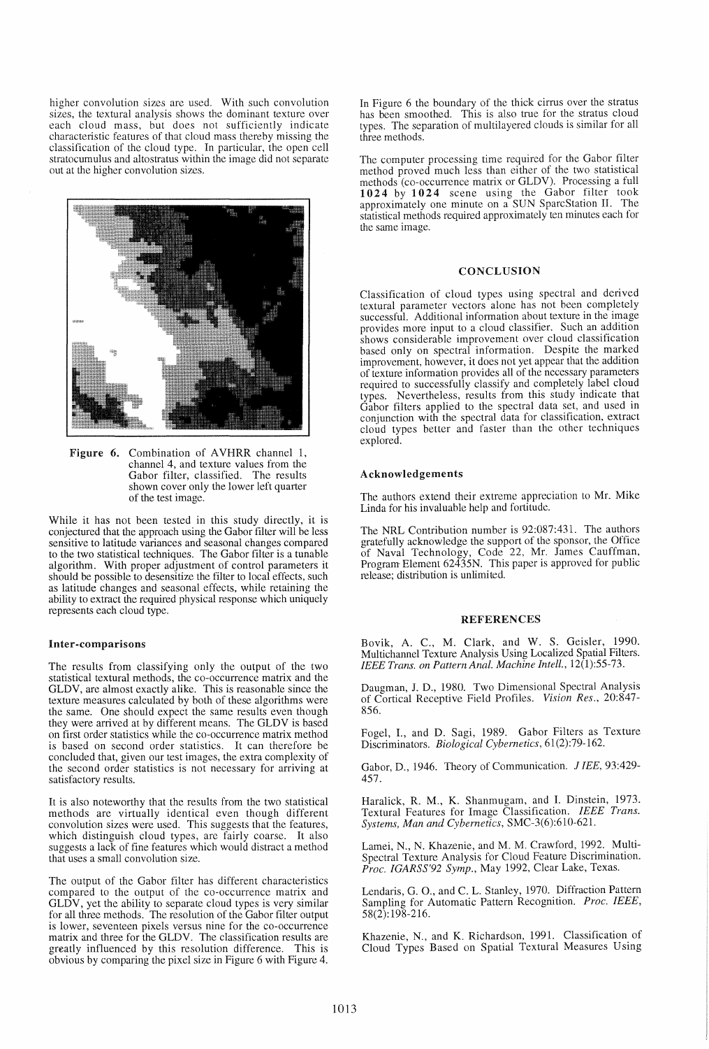higher convolution sizes are used. With such convolution sizes, the textural analysis shows the dominant texture over each cloud mass, but does not sufficiently indicate characteristic features of that cloud mass thereby missing the classification of the cloud type. In particular, the open cell stratocumulus and altostratus within the image did not separate out at the higher convolution sizes.

**Figure 6.** Combination of AVHRR channel 1, channel 4, and texture values from the Gabor filter, classified. The results shown cover only the lower left quarter of the test image.

While it has not been tested in this study directly, it is conjectured that the approach using the Gabor filter will be less sensitive to latitude variances and seasonal changes compared to the two statistical techniques. The Gabor filter is a tunable algorithm. With proper adjustment of control parameters it should be possible to desensitize the filter to local effects, such as latitude changes and seasonal effects, while retaining the ability to extract the required physical response which uniquely represents each cloud type.

### Inter-comparisons

The results from classifying only the output of the two statistical textural methods, the co-occurrence matrix and the GLDV, are almost exactly alike. This is reasonable since the texture measures calculated by both of these algorithms were the same. One should expect the same results even though they were arrived at by different means. The GLDV is based on first order statistics while the co-occurrence matrix method is based on second order statistics. It can therefore be concluded that, given our test images, the extra complexity of the second order statistics is not necessary for arriving at satisfactory results.

It is also noteworthy that the results from the two statistical methods are virtually identical even though different convolution sizes were used. This suggests that the features, which distinguish cloud types, are fairly coarse. It also suggests a lack of fine features which would distract a method that uses a small convolution size.

The output of the Gabor filter has different characteristics compared to the output of the co-occurrence matrix and GLDV, yet the ability to separate cloud types is very similar for all three methods. The resolution of the Gabor filter output is lower, seventeen pixels versus nine for the co-occurrence matrix and three for the GLDV. The classification results are greatly influenced by this resolution difference. This is obvious by comparing the pixel size in Figure 6 with Figure 4.

In Figure 6 the boundary of the thick cirrus over the stratus has been smoothed. This is also true for the stratus cloud types. The separation of multilayered clouds is similar for all three methods.

The computer processing time required for the Gabor filter method proved much less than either of the two statistical methods (co-occurrence matrix or GLDV). Processing a full **1024** by **1024** scene using the Gabor filter took approximately one minute on a SUN SparcStation II. The statistical methods required approximately ten minutes each for the same image.

## CONCLUSION

Classification of cloud types using spectral and derived textural parameter vectors alone has not been completely successful. Additional information about texture in the image provides more input to a cloud classifier. Such an addition shows considerable improvement over cloud classification based only on spectral information. Despite the marked improvement, however, it does not yet appear that the addition of texture information provides all of the necessary parameters required to successfully classify and completely label cloud types. Nevertheless, results from this study indicate that Gabor filters applied to the spectral data set, and used in conjunction with the spectral data for classification, extract cloud types better and faster than the other techniques explored.

### Acknowledgements

The authors extend their extreme appreciation to Mr. Mike Linda for his invaluable help and fortitude.

The NRL Contribution number is 92:087:431. The authors gratefully acknowledge the support of the sponsor, the Office of Naval Technology, Code 22, Mr. James Cauffman, Program Element 62435N. This paper is approved for public release; distribution is unlimited.

## REFERENCES

Bovik, A. C., M. Clark, and W. S. Geisler, 1990. Multichannel Texture Analysis Using Localized Spatial Filters. *IEEE Trans. on Pattern Anal. Machine Intell.*, 12(1):55-73.

Daugman, J. D., 1980. Two Dimensional Spectral Analysis of Cortical Receptive Field Profiles. *Vision Res.*, 20:847-856.

Fogel, I., and D. Sagi, 1989. Gabor Filters as Texture Discriminators. *Biological Cybernetics*, 61(2):79-162.

Gabor, D., 1946. Theory of Communication. *J IEE*, 93:429-457.

Haralick, R. M., K. Shanmugam, and I. Dinstein, 1973. Textural Features for Image Classification. *IEEE Trans. Systems, Man and Cybernetics*, SMC-3(6):610-621.

Lamei, N., N. Khazenie, and M. M. Crawford, 1992. Multi-Spectral Texture Analysis for Cloud Feature Discrimination. *Proc. IGARSS'92 Symp.*, May 1992, Clear Lake, Texas.

Lendaris, G. O., and C. L. Stanley, 1970. Diffraction Pattern Sampling for Automatic Pattern Recognition. *Proc. IEEE*, 58(2):198-216.

Khazenie, N., and K. Richardson, 1991. Classification of Cloud Types Based on Spatial Textural Measures Using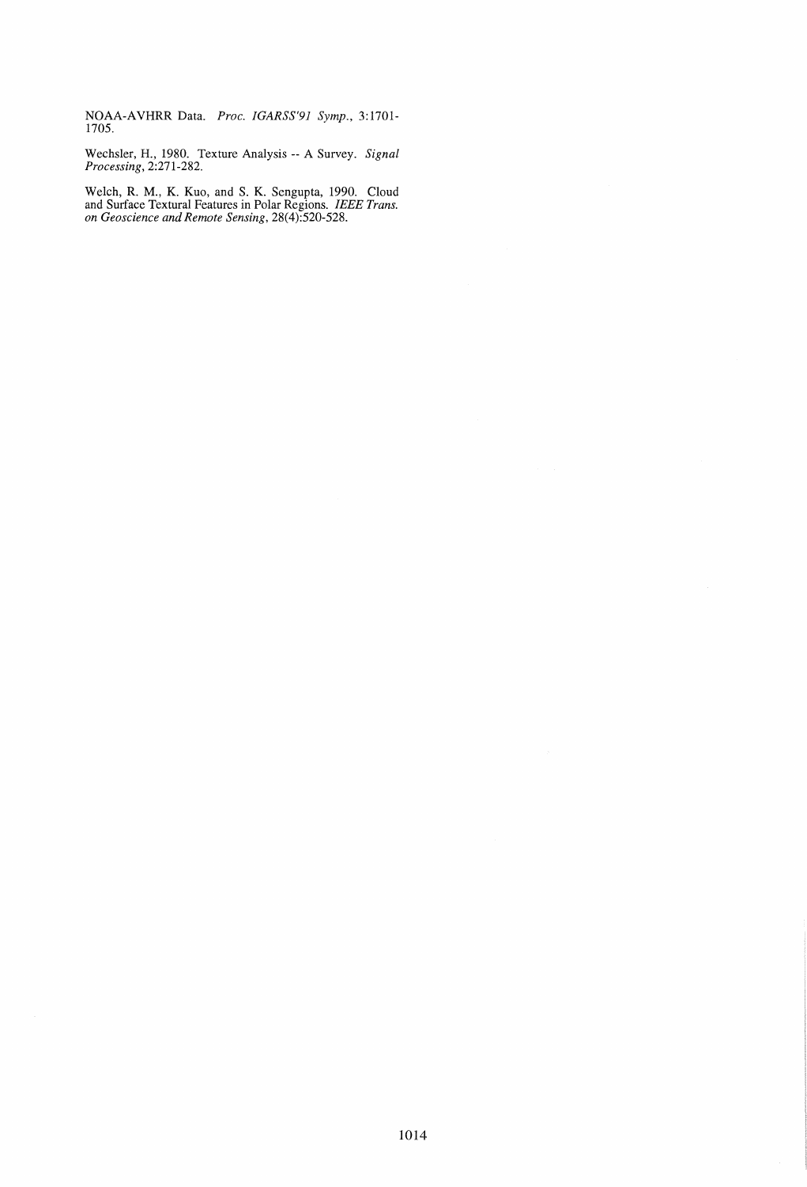NOAA-AVHRR Data. *Proc. IGARSS'91 Symp.*, 3:1701-1705.

Wechsler, H., 1980. Texture Analysis -- A Survey. *Signal Processing*, 2:271-282.

Welch, R. M., K. Kuo, and S. K. Sengupta, 1990. Cloud and Surface Textural Features in Polar Regions. *IEEE Trans. on Geoscience and Remote Sensing*, 28(4):520-528.